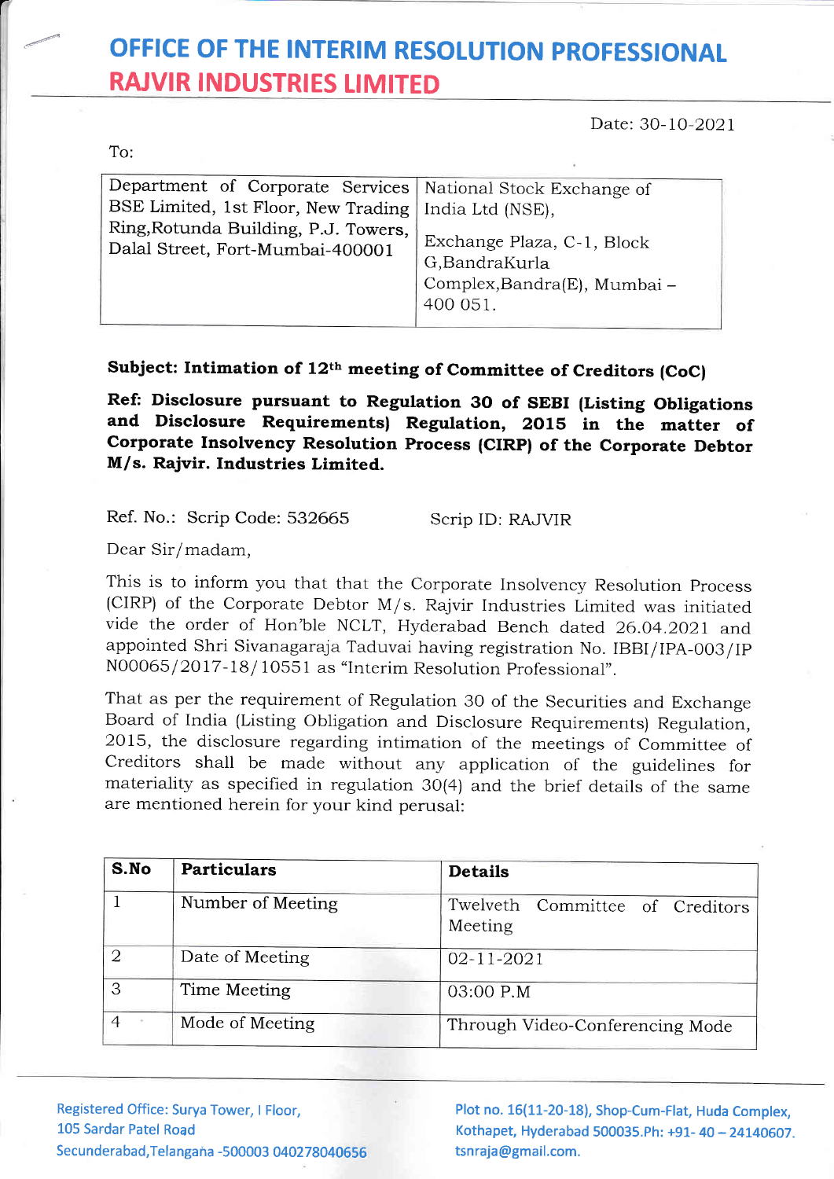# OFFICE OF THE INTERIM RESOLUTION PROFESSIONAL

## RAJVIR INDUSTRIES LIMITED

Date: 30-10-2021

To:

| Department of Corporate Services BSE Limited, 1st Floor, New Trading Ring,Rotunda Building, P.J. Towers, Dalal Street, Fort-Mumbai-400001 | National Stock Exchange of India Ltd (NSE), Exchange Plaza, C-1, Block G,BandraKurla Complex,Bandra(E), Mumbai – 400 051. |
|---|---|

**Subject: Intimation of 12th meeting of Committee of Creditors (CoC)**

**Ref: Disclosure pursuant to Regulation 30 of SEBI (Listing Obligations and Disclosure Requirements) Regulation, 2015 in the matter of Corporate Insolvency Resolution Process (CIRP) of the Corporate Debtor M/s. Rajvir. Industries Limited.**

Ref. No.: Scrip Code: 532665 Scrip ID: RAJVIR

Dear Sir/madam,

This is to inform you that that the Corporate Insolvency Resolution Process (CIRP) of the Corporate Debtor M/s. Rajvir Industries Limited was initiated vide the order of Hon'ble NCLT, Hyderabad Bench dated 26.04.2021 and appointed Shri Sivanagaraja Taduvai having registration No. IBBI/IPA-003/IP N00065/2017-18/10551 as "Interim Resolution Professional".

That as per the requirement of Regulation 30 of the Securities and Exchange Board of India (Listing Obligation and Disclosure Requirements) Regulation, 2015, the disclosure regarding intimation of the meetings of Committee of Creditors shall be made without any application of the guidelines for materiality as specified in regulation 30(4) and the brief details of the same are mentioned herein for your kind perusal:

| S.No | Particulars | Details |
|---|---|---|
| 1 | Number of Meeting | Twelveth Committee of Creditors Meeting |
| 2 | Date of Meeting | 02-11-2021 |
| 3 | Time Meeting | 03:00 P.M |
| 4 | Mode of Meeting | Through Video-Conferencing Mode |

Registered Office: Surya Tower, I Floor, 105 Sardar Patel Road Secunderabad,Telangana -500003 040278040656

Plot no. 16(11-20-18), Shop-Cum-Flat, Huda Complex, Kothapet, Hyderabad 500035.Ph: +91- 40 – 24140607. tsnraja@gmail.com.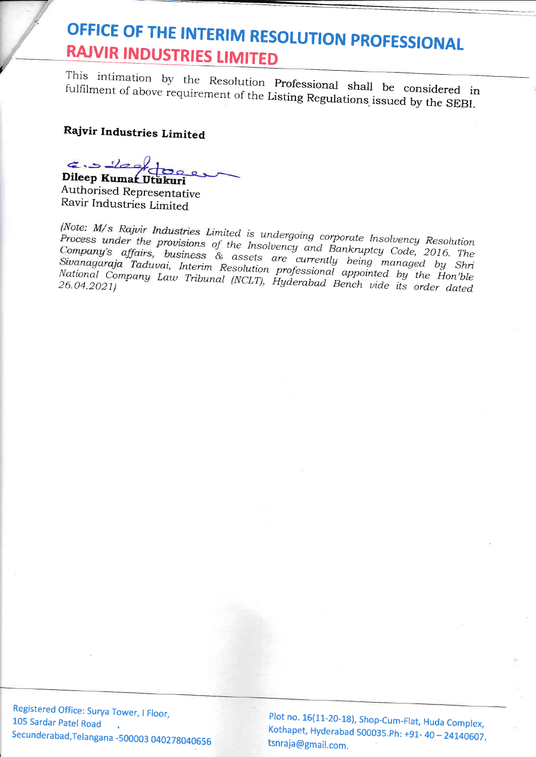# OFFICE OF THE INTERIM RESOLUTION PROFESSIONAL

## RAJVIR INDUSTRIES LIMITED

This intimation by the Resolution Professional shall be considered in fulfilment of above requirement of the Listing Regulations issued by the SEBI.

**Rajvir Industries Limited**

**Dileep Kumar Utukuri**
Authorised Representative
Ravir Industries Limited

*(Note: M/s Rajvir Industries Limited is undergoing corporate Insolvency Resolution Process under the provisions of the Insolvency and Bankruptcy Code, 2016. The Company's affairs, business & assets are currently being managed by Shri Sivanagaraja Taduvai, Interim Resolution professional appointed by the Hon'ble National Company Law Tribunal (NCLT), Hyderabad Bench vide its order dated 26.04.2021)*

Registered Office: Surya Tower, I Floor, 105 Sardar Patel Road, Secunderabad,Telangana -500003 040278040656

Plot no. 16(11-20-18), Shop-Cum-Flat, Huda Complex, Kothapet, Hyderabad 500035.Ph: +91- 40 – 24140607. tsnraja@gmail.com.